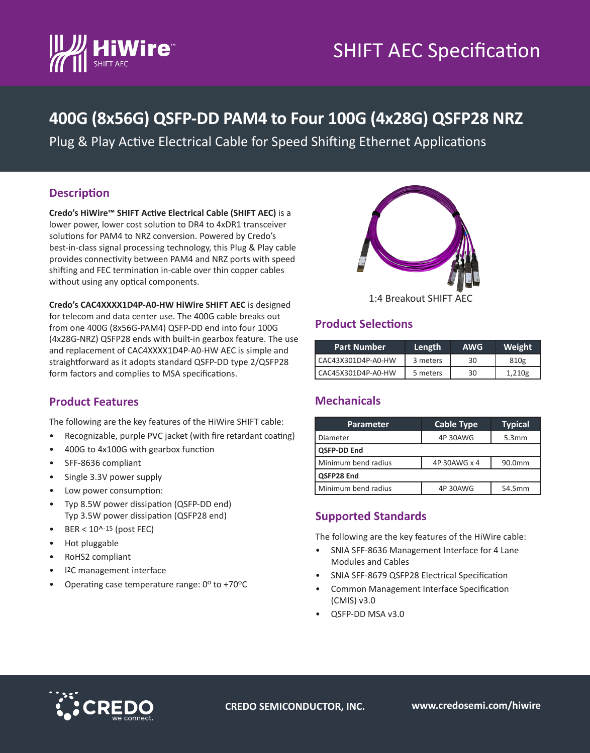# SHIFT AEC Specification

# 400G (8x56G) QSFP-DD PAM4 to Four 100G (4x28G) QSFP28 NRZ

Plug & Play Active Electrical Cable for Speed Shifting Ethernet Applications

## Description

**Credo's HiWire™ SHIFT Active Electrical Cable (SHIFT AEC)** is a lower power, lower cost solution to DR4 to 4xDR1 transceiver solutions for PAM4 to NRZ conversion. Powered by Credo's best-in-class signal processing technology, this Plug & Play cable provides connectivity between PAM4 and NRZ ports with speed shifting and FEC termination in-cable over thin copper cables without using any optical components.

**Credo's CAC4XXXX1D4P-A0-HW HiWire SHIFT AEC** is designed for telecom and data center use. The 400G cable breaks out from one 400G (8x56G-PAM4) QSFP-DD end into four 100G (4x28G-NRZ) QSFP28 ends with built-in gearbox feature. The use and replacement of CAC4XXXX1D4P-A0-HW AEC is simple and straightforward as it adopts standard QSFP-DD type 2/QSFP28 form factors and complies to MSA specifications.

## Product Features

The following are the key features of the HiWire SHIFT cable:

- Recognizable, purple PVC jacket (with fire retardant coating)
- 400G to 4x100G with gearbox function
- SFF-8636 compliant
- Single 3.3V power supply
- Low power consumption:
- Typ 8.5W power dissipation (QSFP-DD end)
  Typ 3.5W power dissipation (QSFP28 end)
- BER < $10^{-15}$ (post FEC)
- Hot pluggable
- RoHS2 compliant
- I2C management interface
- Operating case temperature range: 0°C to +70°C

1:4 Breakout SHIFT AEC

## Product Selections

| Part Number | Length | AWG | Weight |
|---|---|---|---|
| CAC43X301D4P-A0-HW | 3 meters | 30 | 810g |
| CAC45X301D4P-A0-HW | 5 meters | 30 | 1,210g |

## Mechanicals

| Parameter | Cable Type | Typical |
|---|---|---|
| Diameter | 4P 30AWG | 5.3mm |
| **QSFP-DD End** | | |
| Minimum bend radius | 4P 30AWG x 4 | 90.0mm |
| **QSFP28 End** | | |
| Minimum bend radius | 4P 30AWG | 54.5mm |

## Supported Standards

The following are the key features of the HiWire cable:

- SNIA SFF-8636 Management Interface for 4 Lane Modules and Cables
- SNIA SFF-8679 QSFP28 Electrical Specification
- Common Management Interface Specification (CMIS) v3.0
- QSFP-DD MSA v3.0

CREDO SEMICONDUCTOR, INC. www.credosemi.com/hiwire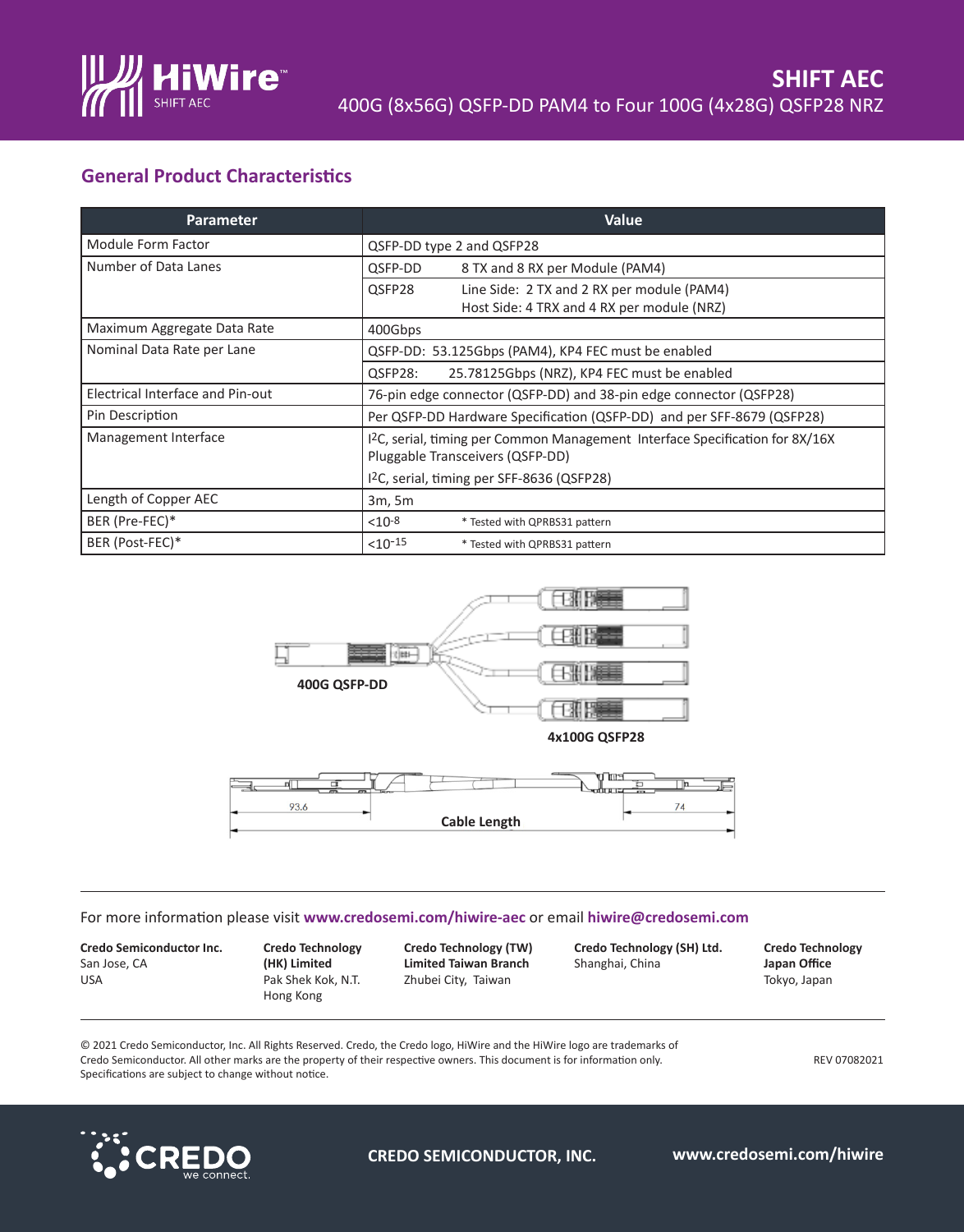## General Product Characteristics

| Parameter | Value | |
|---|---|---|
| Module Form Factor | QSFP-DD type 2 and QSFP28 | |
| Number of Data Lanes | QSFP-DD | 8 TX and 8 RX per Module (PAM4) |
| | QSFP28 | Line Side: 2 TX and 2 RX per module (PAM4)<br>Host Side: 4 TRX and 4 RX per module (NRZ) |
| Maximum Aggregate Data Rate | 400Gbps | |
| Nominal Data Rate per Lane | QSFP-DD: 53.125Gbps (PAM4), KP4 FEC must be enabled | |
| | QSFP28: 25.78125Gbps (NRZ), KP4 FEC must be enabled | |
| Electrical Interface and Pin-out | 76-pin edge connector (QSFP-DD) and 38-pin edge connector (QSFP28) | |
| Pin Description | Per QSFP-DD Hardware Specification (QSFP-DD) and per SFF-8679 (QSFP28) | |
| Management Interface | $I^2C$, serial, timing per Common Management Interface Specification for 8X/16X Pluggable Transceivers (QSFP-DD) | |
| | $I^2C$, serial, timing per SFF-8636 (QSFP28) | |
| Length of Copper AEC | 3m, 5m | |
| BER (Pre-FEC)* | $<10^{-8}$ | * Tested with QPRBS31 pattern |
| BER (Post-FEC)* | $<10^{-15}$ | * Tested with QPRBS31 pattern |

400G QSFP-DD

4x100G QSFP28

93.6

74

Cable Length

For more information please visit **www.credosemi.com/hiwire-aec** or email **hiwire@credosemi.com**

**Credo Semiconductor Inc.**
San Jose, CA
USA

**Credo Technology (HK) Limited**
Pak Shek Kok, N.T.
Hong Kong

**Credo Technology (TW) Limited Taiwan Branch**
Zhubei City, Taiwan

**Credo Technology (SH) Ltd.**
Shanghai, China

**Credo Technology Japan Office**
Tokyo, Japan

© 2021 Credo Semiconductor, Inc. All Rights Reserved. Credo, the Credo logo, HiWire and the HiWire logo are trademarks of Credo Semiconductor. All other marks are the property of their respective owners. This document is for information only. Specifications are subject to change without notice.

REV 07082021